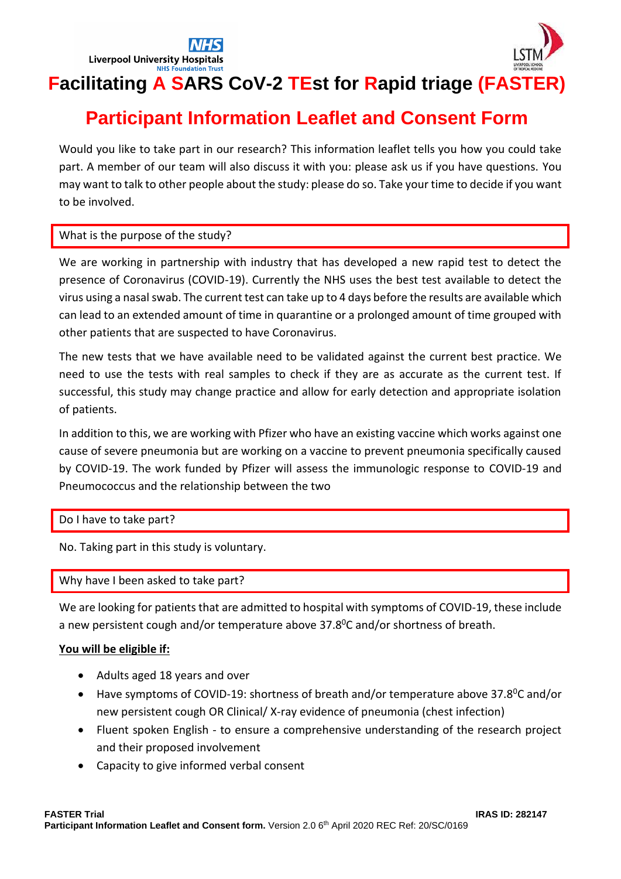# Facilitating A SARS CoV-2 TEst for Rapid triage (FASTER)

## Participant Information Leaflet and Consent Form

Would you like to take part in our research? This information leaflet tells you how you could take part. A member of our team will also discuss it with you: please ask us if you have questions. You may want to talk to other people about the study: please do so. Take your time to decide if you want to be involved.

### What is the purpose of the study?

We are working in partnership with industry that has developed a new rapid test to detect the presence of Coronavirus (COVID-19). Currently the NHS uses the best test available to detect the virus using a nasal swab. The current test can take up to 4 days before the results are available which can lead to an extended amount of time in quarantine or a prolonged amount of time grouped with other patients that are suspected to have Coronavirus.

The new tests that we have available need to be validated against the current best practice. We need to use the tests with real samples to check if they are as accurate as the current test. If successful, this study may change practice and allow for early detection and appropriate isolation of patients.

In addition to this, we are working with Pfizer who have an existing vaccine which works against one cause of severe pneumonia but are working on a vaccine to prevent pneumonia specifically caused by COVID-19. The work funded by Pfizer will assess the immunologic response to COVID-19 and Pneumococcus and the relationship between the two

### Do I have to take part?

No. Taking part in this study is voluntary.

### Why have I been asked to take part?

We are looking for patients that are admitted to hospital with symptoms of COVID-19, these include a new persistent cough and/or temperature above 37.8$^{0}$C and/or shortness of breath.

**You will be eligible if:**

- Adults aged 18 years and over
- Have symptoms of COVID-19: shortness of breath and/or temperature above 37.8$^{0}$C and/or new persistent cough OR Clinical/ X-ray evidence of pneumonia (chest infection)
- Fluent spoken English - to ensure a comprehensive understanding of the research project and their proposed involvement
- Capacity to give informed verbal consent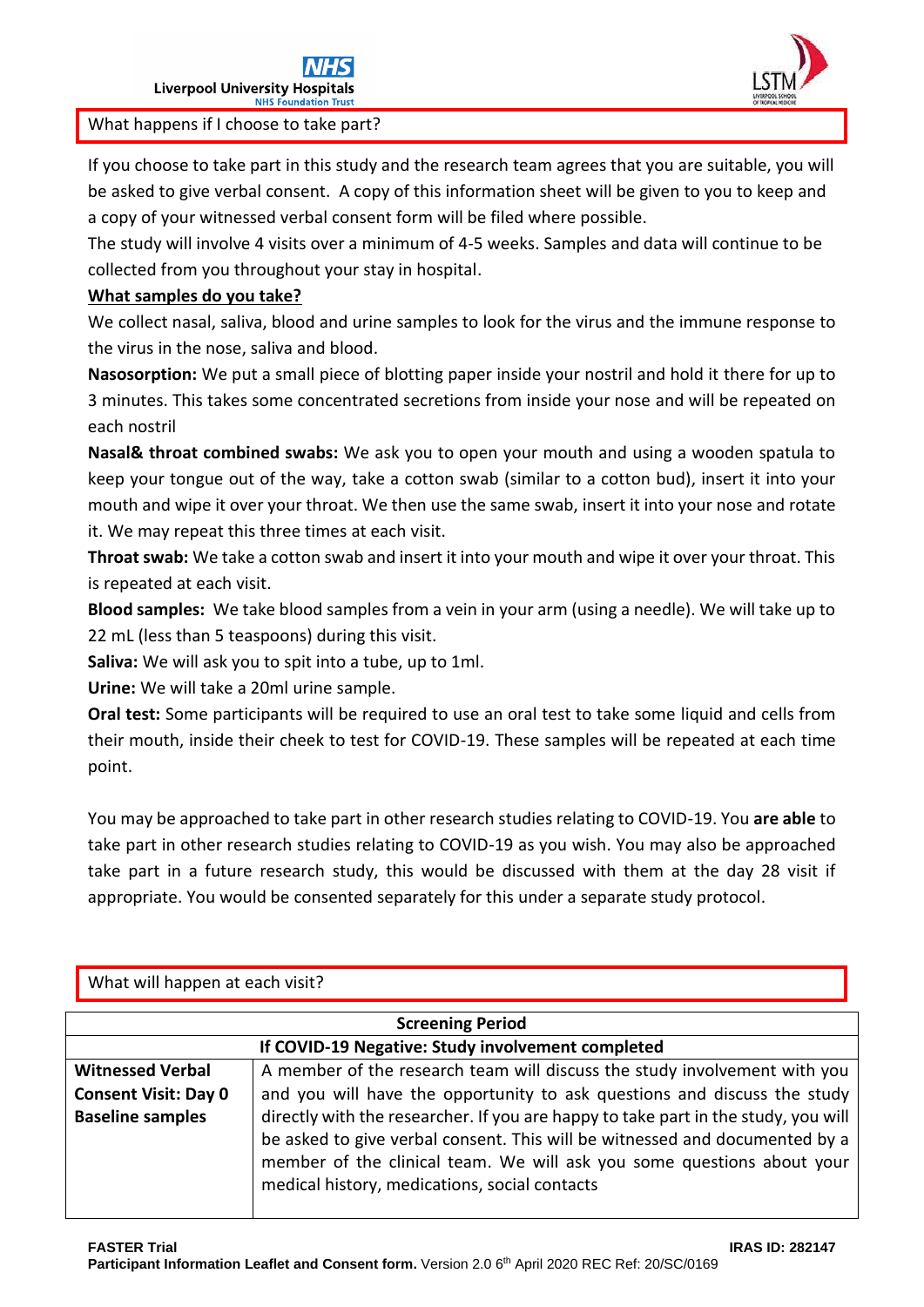## What happens if I choose to take part?

If you choose to take part in this study and the research team agrees that you are suitable, you will be asked to give verbal consent. A copy of this information sheet will be given to you to keep and a copy of your witnessed verbal consent form will be filed where possible.

The study will involve 4 visits over a minimum of 4-5 weeks. Samples and data will continue to be collected from you throughout your stay in hospital.

**What samples do you take?**

We collect nasal, saliva, blood and urine samples to look for the virus and the immune response to the virus in the nose, saliva and blood.

**Nasosorption:** We put a small piece of blotting paper inside your nostril and hold it there for up to 3 minutes. This takes some concentrated secretions from inside your nose and will be repeated on each nostril

**Nasal& throat combined swabs:** We ask you to open your mouth and using a wooden spatula to keep your tongue out of the way, take a cotton swab (similar to a cotton bud), insert it into your mouth and wipe it over your throat. We then use the same swab, insert it into your nose and rotate it. We may repeat this three times at each visit.

**Throat swab:** We take a cotton swab and insert it into your mouth and wipe it over your throat. This is repeated at each visit.

**Blood samples:** We take blood samples from a vein in your arm (using a needle). We will take up to 22 mL (less than 5 teaspoons) during this visit.

**Saliva:** We will ask you to spit into a tube, up to 1ml.

**Urine:** We will take a 20ml urine sample.

**Oral test:** Some participants will be required to use an oral test to take some liquid and cells from their mouth, inside their cheek to test for COVID-19. These samples will be repeated at each time point.

You may be approached to take part in other research studies relating to COVID-19. You **are able** to take part in other research studies relating to COVID-19 as you wish. You may also be approached take part in a future research study, this would be discussed with them at the day 28 visit if appropriate. You would be consented separately for this under a separate study protocol.

## What will happen at each visit?

| **Screening Period** | |
|---|---|
| **If COVID-19 Negative: Study involvement completed** | |
| **Witnessed Verbal Consent Visit: Day 0 Baseline samples** | A member of the research team will discuss the study involvement with you and you will have the opportunity to ask questions and discuss the study directly with the researcher. If you are happy to take part in the study, you will be asked to give verbal consent. This will be witnessed and documented by a member of the clinical team. We will ask you some questions about your medical history, medications, social contacts |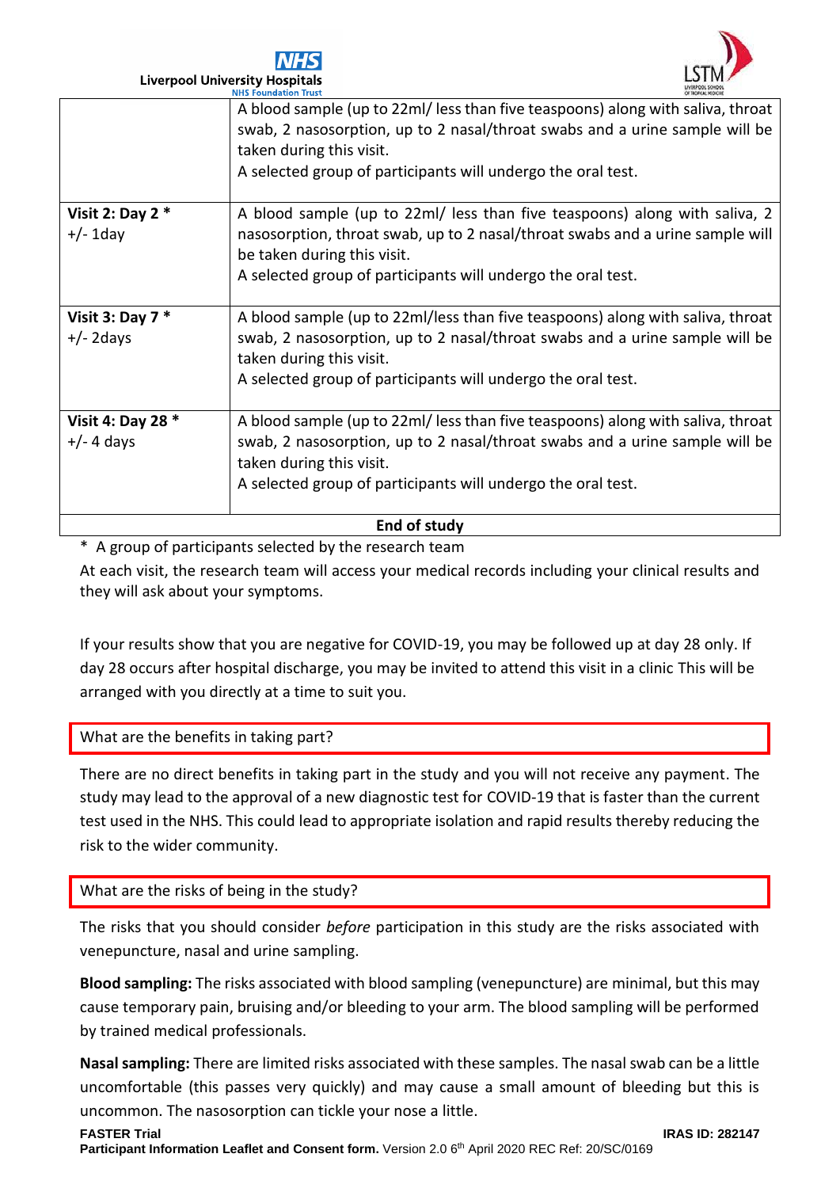| | |
|---|---|
| | A blood sample (up to 22ml/ less than five teaspoons) along with saliva, throat swab, 2 nasosorption, up to 2 nasal/throat swabs and a urine sample will be taken during this visit.<br>A selected group of participants will undergo the oral test. |
| **Visit 2: Day 2 ***<br>+/- 1day | A blood sample (up to 22ml/ less than five teaspoons) along with saliva, 2 nasosorption, throat swab, up to 2 nasal/throat swabs and a urine sample will be taken during this visit.<br>A selected group of participants will undergo the oral test. |
| **Visit 3: Day 7 ***<br>+/- 2days | A blood sample (up to 22ml/less than five teaspoons) along with saliva, throat swab, 2 nasosorption, up to 2 nasal/throat swabs and a urine sample will be taken during this visit.<br>A selected group of participants will undergo the oral test. |
| **Visit 4: Day 28 ***<br>+/- 4 days | A blood sample (up to 22ml/ less than five teaspoons) along with saliva, throat swab, 2 nasosorption, up to 2 nasal/throat swabs and a urine sample will be taken during this visit.<br>A selected group of participants will undergo the oral test. |
| **End of study** | |

\* A group of participants selected by the research team

At each visit, the research team will access your medical records including your clinical results and they will ask about your symptoms.

If your results show that you are negative for COVID-19, you may be followed up at day 28 only. If day 28 occurs after hospital discharge, you may be invited to attend this visit in a clinic This will be arranged with you directly at a time to suit you.

## What are the benefits in taking part?

There are no direct benefits in taking part in the study and you will not receive any payment. The study may lead to the approval of a new diagnostic test for COVID-19 that is faster than the current test used in the NHS. This could lead to appropriate isolation and rapid results thereby reducing the risk to the wider community.

## What are the risks of being in the study?

The risks that you should consider *before* participation in this study are the risks associated with venepuncture, nasal and urine sampling.

**Blood sampling:** The risks associated with blood sampling (venepuncture) are minimal, but this may cause temporary pain, bruising and/or bleeding to your arm. The blood sampling will be performed by trained medical professionals.

**Nasal sampling:** There are limited risks associated with these samples. The nasal swab can be a little uncomfortable (this passes very quickly) and may cause a small amount of bleeding but this is uncommon. The nasosorption can tickle your nose a little.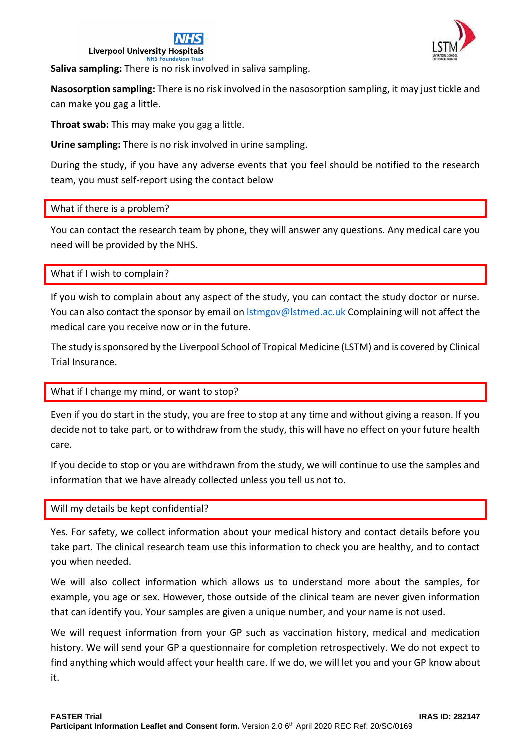**Saliva sampling:** There is no risk involved in saliva sampling.

**Nasosorption sampling:** There is no risk involved in the nasosorption sampling, it may just tickle and can make you gag a little.

**Throat swab:** This may make you gag a little.

**Urine sampling:** There is no risk involved in urine sampling.

During the study, if you have any adverse events that you feel should be notified to the research team, you must self-report using the contact below

## What if there is a problem?

You can contact the research team by phone, they will answer any questions. Any medical care you need will be provided by the NHS.

## What if I wish to complain?

If you wish to complain about any aspect of the study, you can contact the study doctor or nurse. You can also contact the sponsor by email on lstmgov@lstmed.ac.uk Complaining will not affect the medical care you receive now or in the future.

The study is sponsored by the Liverpool School of Tropical Medicine (LSTM) and is covered by Clinical Trial Insurance.

## What if I change my mind, or want to stop?

Even if you do start in the study, you are free to stop at any time and without giving a reason. If you decide not to take part, or to withdraw from the study, this will have no effect on your future health care.

If you decide to stop or you are withdrawn from the study, we will continue to use the samples and information that we have already collected unless you tell us not to.

## Will my details be kept confidential?

Yes. For safety, we collect information about your medical history and contact details before you take part. The clinical research team use this information to check you are healthy, and to contact you when needed.

We will also collect information which allows us to understand more about the samples, for example, you age or sex. However, those outside of the clinical team are never given information that can identify you. Your samples are given a unique number, and your name is not used.

We will request information from your GP such as vaccination history, medical and medication history. We will send your GP a questionnaire for completion retrospectively. We do not expect to find anything which would affect your health care. If we do, we will let you and your GP know about it.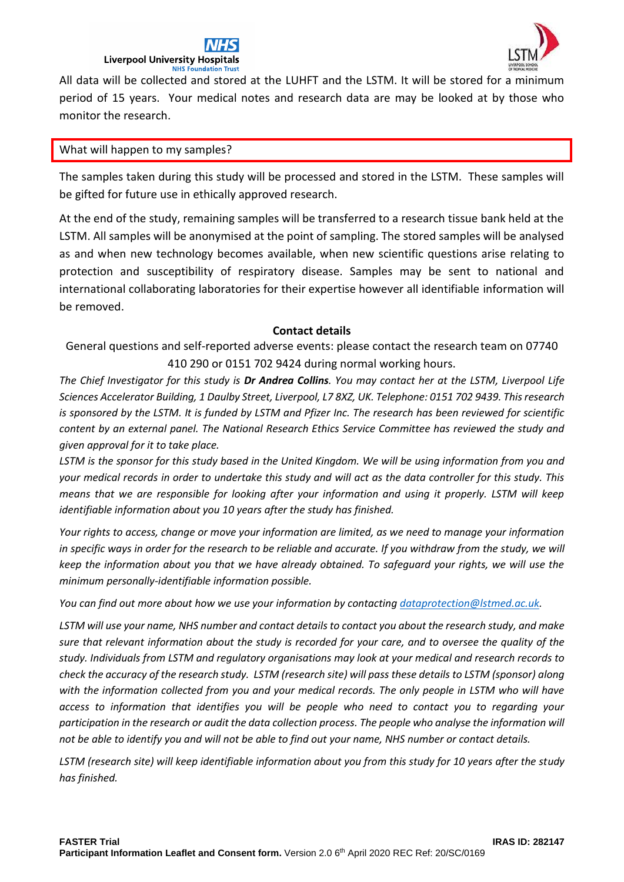All data will be collected and stored at the LUHFT and the LSTM. It will be stored for a minimum period of 15 years. Your medical notes and research data are may be looked at by those who monitor the research.

## What will happen to my samples?

The samples taken during this study will be processed and stored in the LSTM. These samples will be gifted for future use in ethically approved research.

At the end of the study, remaining samples will be transferred to a research tissue bank held at the LSTM. All samples will be anonymised at the point of sampling. The stored samples will be analysed as and when new technology becomes available, when new scientific questions arise relating to protection and susceptibility of respiratory disease. Samples may be sent to national and international collaborating laboratories for their expertise however all identifiable information will be removed.

### Contact details

General questions and self-reported adverse events: please contact the research team on 07740 410 290 or 0151 702 9424 during normal working hours.

*The Chief Investigator for this study is **Dr Andrea Collins**. You may contact her at the LSTM, Liverpool Life Sciences Accelerator Building, 1 Daulby Street, Liverpool, L7 8XZ, UK. Telephone: 0151 702 9439. This research is sponsored by the LSTM. It is funded by LSTM and Pfizer Inc. The research has been reviewed for scientific content by an external panel. The National Research Ethics Service Committee has reviewed the study and given approval for it to take place.*

*LSTM is the sponsor for this study based in the United Kingdom. We will be using information from you and your medical records in order to undertake this study and will act as the data controller for this study. This means that we are responsible for looking after your information and using it properly. LSTM will keep identifiable information about you 10 years after the study has finished.*

*Your rights to access, change or move your information are limited, as we need to manage your information in specific ways in order for the research to be reliable and accurate. If you withdraw from the study, we will keep the information about you that we have already obtained. To safeguard your rights, we will use the minimum personally-identifiable information possible.*

*You can find out more about how we use your information by contacting dataprotection@lstmed.ac.uk.*

*LSTM will use your name, NHS number and contact details to contact you about the research study, and make sure that relevant information about the study is recorded for your care, and to oversee the quality of the study. Individuals from LSTM and regulatory organisations may look at your medical and research records to check the accuracy of the research study. LSTM (research site) will pass these details to LSTM (sponsor) along with the information collected from you and your medical records. The only people in LSTM who will have access to information that identifies you will be people who need to contact you to regarding your participation in the research or audit the data collection process. The people who analyse the information will not be able to identify you and will not be able to find out your name, NHS number or contact details.*

*LSTM (research site) will keep identifiable information about you from this study for 10 years after the study has finished.*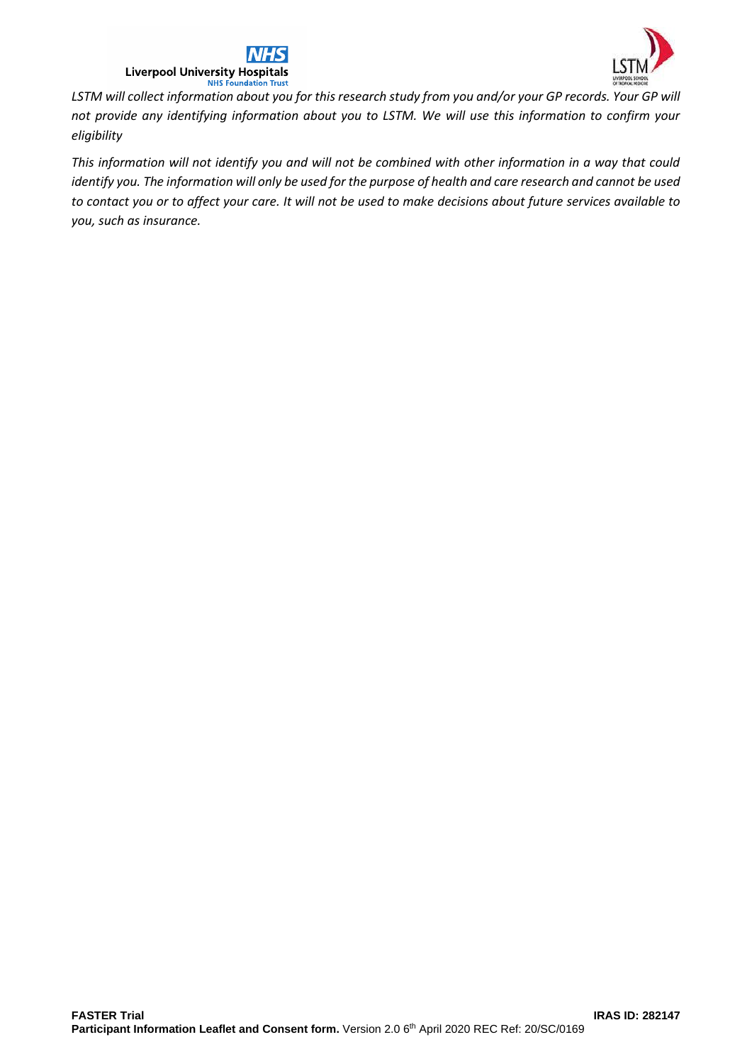*LSTM will collect information about you for this research study from you and/or your GP records. Your GP will not provide any identifying information about you to LSTM. We will use this information to confirm your eligibility*

*This information will not identify you and will not be combined with other information in a way that could identify you. The information will only be used for the purpose of health and care research and cannot be used to contact you or to affect your care. It will not be used to make decisions about future services available to you, such as insurance.*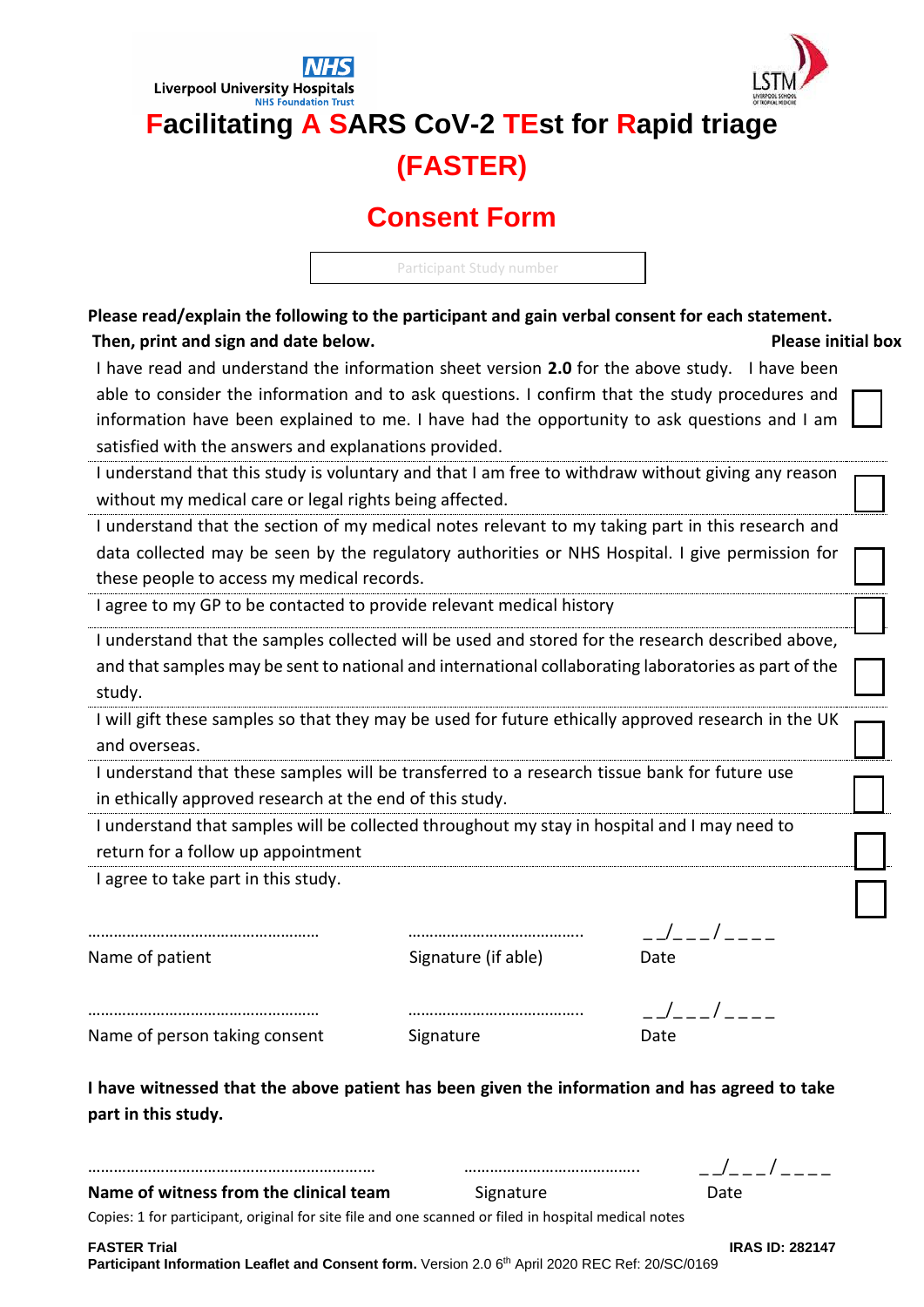Liverpool University Hospitals
NHS Foundation Trust

# Facilitating A SARS CoV-2 TEst for Rapid triage (FASTER)

## Consent Form

Participant Study number

**Please read/explain the following to the participant and gain verbal consent for each statement. Then, print and sign and date below.**

| | Please initial box |
|---|---|
| I have read and understand the information sheet version **2.0** for the above study. I have been able to consider the information and to ask questions. I confirm that the study procedures and information have been explained to me. I have had the opportunity to ask questions and I am satisfied with the answers and explanations provided. | ☐ |
| I understand that this study is voluntary and that I am free to withdraw without giving any reason without my medical care or legal rights being affected. | ☐ |
| I understand that the section of my medical notes relevant to my taking part in this research and data collected may be seen by the regulatory authorities or NHS Hospital. I give permission for these people to access my medical records. | ☐ |
| I agree to my GP to be contacted to provide relevant medical history | ☐ |
| I understand that the samples collected will be used and stored for the research described above, and that samples may be sent to national and international collaborating laboratories as part of the study. | ☐ |
| I will gift these samples so that they may be used for future ethically approved research in the UK and overseas. | ☐ |
| I understand that these samples will be transferred to a research tissue bank for future use in ethically approved research at the end of this study. | ☐ |
| I understand that samples will be collected throughout my stay in hospital and I may need to return for a follow up appointment | ☐ |
| I agree to take part in this study. | ☐ |

………………………………………………  ………………………………….  __/___/____
Name of patient  Signature (if able)  Date

………………………………………………  ………………………………….  __/___/____
Name of person taking consent  Signature  Date

**I have witnessed that the above patient has been given the information and has agreed to take part in this study.**

…………………………………………………………  ………………………………….  __/___/____
**Name of witness from the clinical team**  Signature  Date

Copies: 1 for participant, original for site file and one scanned or filed in hospital medical notes